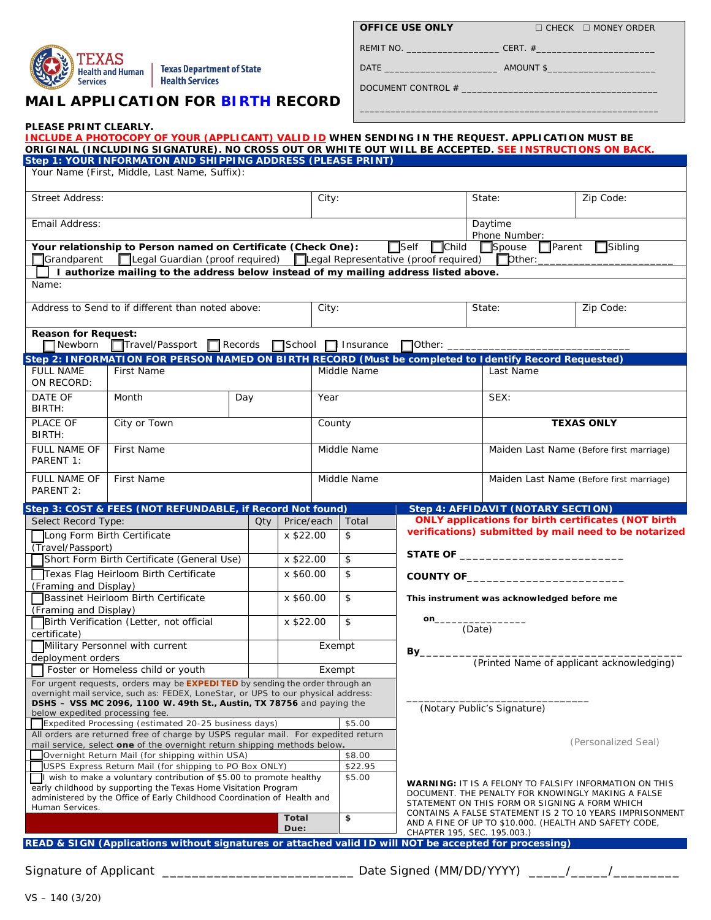Texas Health and Human Services | Texas Department of State Health Services

# MAIL APPLICATION FOR BIRTH RECORD

**OFFICE USE ONLY** ☐ CHECK ☐ MONEY ORDER

REMIT NO. _________________ CERT. #______________________

DATE _____________________ AMOUNT $____________________

DOCUMENT CONTROL # ____________________________________

**PLEASE PRINT CLEARLY.**

**INCLUDE A PHOTOCOPY OF YOUR (APPLICANT) VALID ID WHEN SENDING IN THE REQUEST. APPLICATION MUST BE ORIGINAL (INCLUDING SIGNATURE). NO CROSS OUT OR WHITE OUT WILL BE ACCEPTED. SEE INSTRUCTIONS ON BACK.**

## Step 1: YOUR INFORMATON AND SHIPPING ADDRESS (PLEASE PRINT)

Your Name (First, Middle, Last Name, Suffix):

| Street Address: | City: | State: | Zip Code: |
|---|---|---|---|

| Email Address: | Daytime Phone Number: |
|---|---|

**Your relationship to Person named on Certificate (Check One):** ☐Self ☐Child ☐Spouse ☐Parent ☐Sibling ☐Grandparent ☐Legal Guardian (proof required) ☐Legal Representative (proof required) ☐Other:____________________

☐ **I authorize mailing to the address below instead of my mailing address listed above.**

Name:

| Address to Send to if different than noted above: | City: | State: | Zip Code: |
|---|---|---|---|

**Reason for Request:**
☐Newborn ☐Travel/Passport ☐Records ☐School ☐Insurance ☐Other: ______________________________

## Step 2: INFORMATION FOR PERSON NAMED ON BIRTH RECORD (Must be completed to Identify Record Requested)

| | | | | |
|---|---|---|---|---|
| FULL NAME ON RECORD: | First Name | | Middle Name | Last Name |
| DATE OF BIRTH: | Month | Day | Year | SEX: |
| PLACE OF BIRTH: | City or Town | | County | **TEXAS ONLY** |
| FULL NAME OF PARENT 1: | First Name | | Middle Name | Maiden Last Name (Before first marriage) |
| FULL NAME OF PARENT 2: | First Name | | Middle Name | Maiden Last Name (Before first marriage) |

## Step 3: COST & FEES (NOT REFUNDABLE, if Record Not found)

| Select Record Type: | Qty | Price/each | Total |
|---|---|---|---|
| ☐Long Form Birth Certificate (Travel/Passport) | | x $22.00 | $ |
| ☐Short Form Birth Certificate (General Use) | | x $22.00 | $ |
| ☐Texas Flag Heirloom Birth Certificate (Framing and Display) | | x $60.00 | $ |
| ☐Bassinet Heirloom Birth Certificate (Framing and Display) | | x $60.00 | $ |
| ☐Birth Verification (Letter, not official certificate) | | x $22.00 | $ |
| ☐Military Personnel with current deployment orders | | Exempt | |
| ☐Foster or Homeless child or youth | | Exempt | |

For urgent requests, orders may be **EXPEDITED** by sending the order through an overnight mail service, such as: FEDEX, LoneStar, or UPS to our physical address: **DSHS – VSS MC 2096, 1100 W. 49th St., Austin, TX 78756** and paying the below expedited processing fee.

| | |
|---|---|
| ☐Expedited Processing (estimated 20-25 business days) | $5.00 |

All orders are returned free of charge by USPS regular mail. For expedited return mail service, select **one** of the overnight return shipping methods below.

| | |
|---|---|
| ☐Overnight Return Mail (for shipping within USA) | $8.00 |
| ☐USPS Express Return Mail (for shipping to PO Box ONLY) | $22.95 |
| ☐I wish to make a voluntary contribution of $5.00 to promote healthy early childhood by supporting the Texas Home Visitation Program administered by the Office of Early Childhood Coordination of Health and Human Services. | $5.00 |
| **Total Due:** | $ |

## Step 4: AFFIDAVIT (NOTARY SECTION)

**ONLY applications for birth certificates (NOT birth verifications) submitted by mail need to be notarized**

**STATE OF** _________________________

**COUNTY OF**________________________

**This instrument was acknowledged before me**

**on**_______________
(Date)

**By**________________________________________
(Printed Name of applicant acknowledging)

_______________________________
(Notary Public's Signature)

(Personalized Seal)

**WARNING:** IT IS A FELONY TO FALSIFY INFORMATION ON THIS DOCUMENT. THE PENALTY FOR KNOWINGLY MAKING A FALSE STATEMENT ON THIS FORM OR SIGNING A FORM WHICH CONTAINS A FALSE STATEMENT IS 2 TO 10 YEARS IMPRISONMENT AND A FINE OF UP TO $10.000. (HEALTH AND SAFETY CODE, CHAPTER 195, SEC. 195.003.)

**READ & SIGN (Applications without signatures or attached valid ID will NOT be accepted for processing)**

Signature of Applicant _________________________ Date Signed (MM/DD/YYYY) _____/_____/________

VS – 140 (3/20)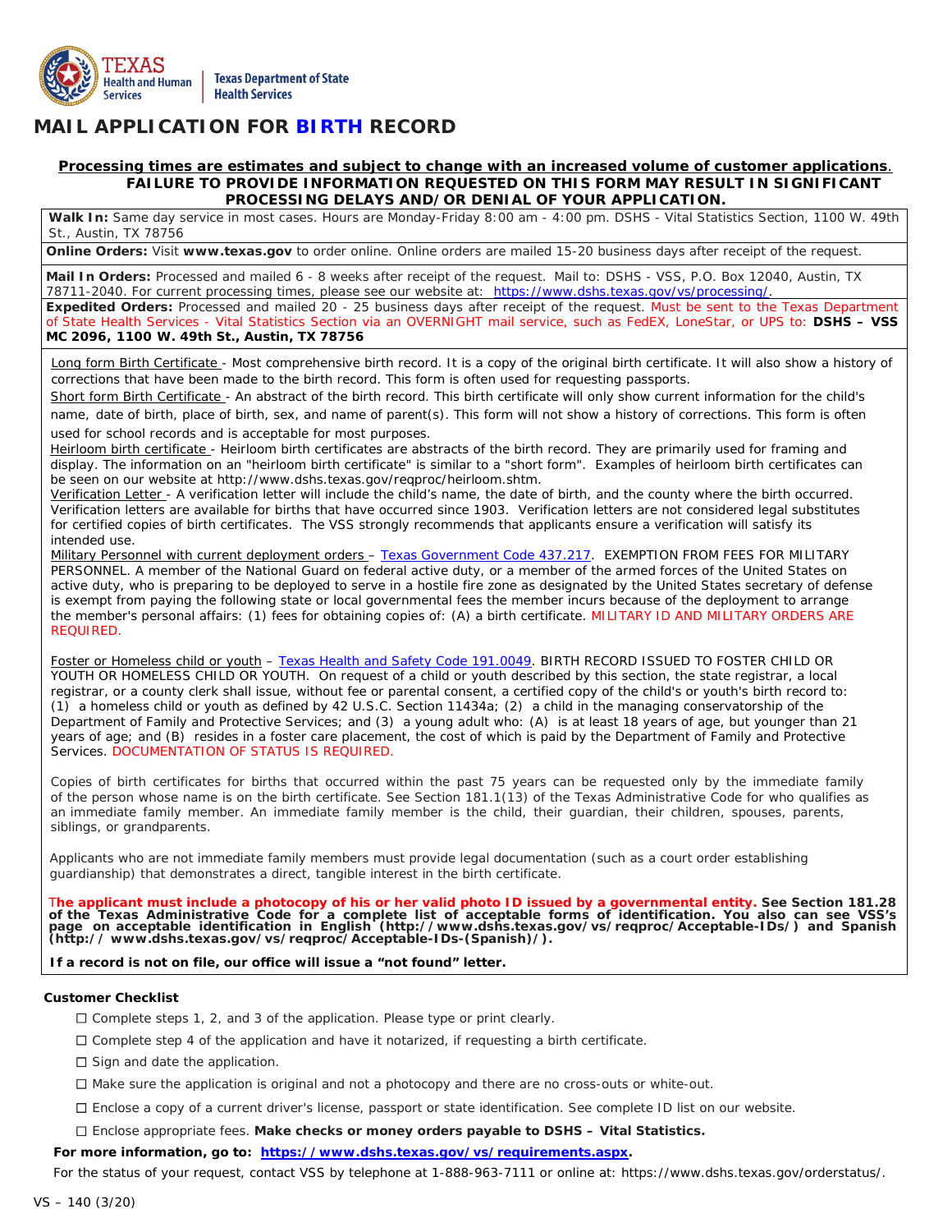Texas Health and Human Services | Texas Department of State Health Services

# MAIL APPLICATION FOR BIRTH RECORD

**Processing times are estimates and subject to change with an increased volume of customer applications.**
**FAILURE TO PROVIDE INFORMATION REQUESTED ON THIS FORM MAY RESULT IN SIGNIFICANT PROCESSING DELAYS AND/OR DENIAL OF YOUR APPLICATION.**

**Walk In:** Same day service in most cases. Hours are Monday-Friday 8:00 am - 4:00 pm. DSHS - Vital Statistics Section, 1100 W. 49th St., Austin, TX 78756

**Online Orders:** Visit **www.texas.gov** to order online. Online orders are mailed 15-20 business days after receipt of the request.

**Mail In Orders:** Processed and mailed 6 - 8 weeks after receipt of the request. Mail to: DSHS - VSS, P.O. Box 12040, Austin, TX 78711-2040. For current processing times, please see our website at: https://www.dshs.texas.gov/vs/processing/.

**Expedited Orders:** Processed and mailed 20 - 25 business days after receipt of the request. Must be sent to the Texas Department of State Health Services - Vital Statistics Section via an OVERNIGHT mail service, such as FedEX, LoneStar, or UPS to: **DSHS – VSS MC 2096, 1100 W. 49th St., Austin, TX 78756**

Long form Birth Certificate - Most comprehensive birth record. It is a copy of the original birth certificate. It will also show a history of corrections that have been made to the birth record. This form is often used for requesting passports.

Short form Birth Certificate - An abstract of the birth record. This birth certificate will only show current information for the child's name, date of birth, place of birth, sex, and name of parent(s). This form will not show a history of corrections. This form is often used for school records and is acceptable for most purposes.

Heirloom birth certificate - Heirloom birth certificates are abstracts of the birth record. They are primarily used for framing and display. The information on an "heirloom birth certificate" is similar to a "short form". Examples of heirloom birth certificates can be seen on our website at http://www.dshs.texas.gov/reqproc/heirloom.shtm.

Verification Letter - A verification letter will include the child's name, the date of birth, and the county where the birth occurred. Verification letters are available for births that have occurred since 1903. Verification letters are not considered legal substitutes for certified copies of birth certificates. The VSS strongly recommends that applicants ensure a verification will satisfy its intended use.

Military Personnel with current deployment orders – Texas Government Code 437.217. EXEMPTION FROM FEES FOR MILITARY PERSONNEL. A member of the National Guard on federal active duty, or a member of the armed forces of the United States on active duty, who is preparing to be deployed to serve in a hostile fire zone as designated by the United States secretary of defense is exempt from paying the following state or local governmental fees the member incurs because of the deployment to arrange the member's personal affairs: (1) fees for obtaining copies of: (A) a birth certificate. MILITARY ID AND MILITARY ORDERS ARE REQUIRED.

Foster or Homeless child or youth – Texas Health and Safety Code 191.0049. BIRTH RECORD ISSUED TO FOSTER CHILD OR YOUTH OR HOMELESS CHILD OR YOUTH. On request of a child or youth described by this section, the state registrar, a local registrar, or a county clerk shall issue, without fee or parental consent, a certified copy of the child's or youth's birth record to: (1) a homeless child or youth as defined by 42 U.S.C. Section 11434a; (2) a child in the managing conservatorship of the Department of Family and Protective Services; and (3) a young adult who: (A) is at least 18 years of age, but younger than 21 years of age; and (B) resides in a foster care placement, the cost of which is paid by the Department of Family and Protective Services. DOCUMENTATION OF STATUS IS REQUIRED.

Copies of birth certificates for births that occurred within the past 75 years can be requested only by the immediate family of the person whose name is on the birth certificate. See Section 181.1(13) of the Texas Administrative Code for who qualifies as an immediate family member. An immediate family member is the child, their guardian, their children, spouses, parents, siblings, or grandparents.

Applicants who are not immediate family members must provide legal documentation (such as a court order establishing guardianship) that demonstrates a direct, tangible interest in the birth certificate.

**The applicant must include a photocopy of his or her valid photo ID issued by a governmental entity. See Section 181.28 of the Texas Administrative Code for a complete list of acceptable forms of identification. You also can see VSS's page on acceptable identification in English (http://www.dshs.texas.gov/vs/reqproc/Acceptable-IDs/) and Spanish (http:// www.dshs.texas.gov/vs/reqproc/Acceptable-IDs-(Spanish)/).**

**If a record is not on file, our office will issue a "not found" letter.**

## Customer Checklist

- ☐ Complete steps 1, 2, and 3 of the application. Please type or print clearly.
- ☐ Complete step 4 of the application and have it notarized, if requesting a birth certificate.
- ☐ Sign and date the application.
- ☐ Make sure the application is original and not a photocopy and there are no cross-outs or white-out.
- ☐ Enclose a copy of a current driver's license, passport or state identification. See complete ID list on our website.
- ☐ Enclose appropriate fees. **Make checks or money orders payable to DSHS – Vital Statistics.**

**For more information, go to: https://www.dshs.texas.gov/vs/requirements.aspx.**

For the status of your request, contact VSS by telephone at 1-888-963-7111 or online at: https://www.dshs.texas.gov/orderstatus/.

VS – 140 (3/20)